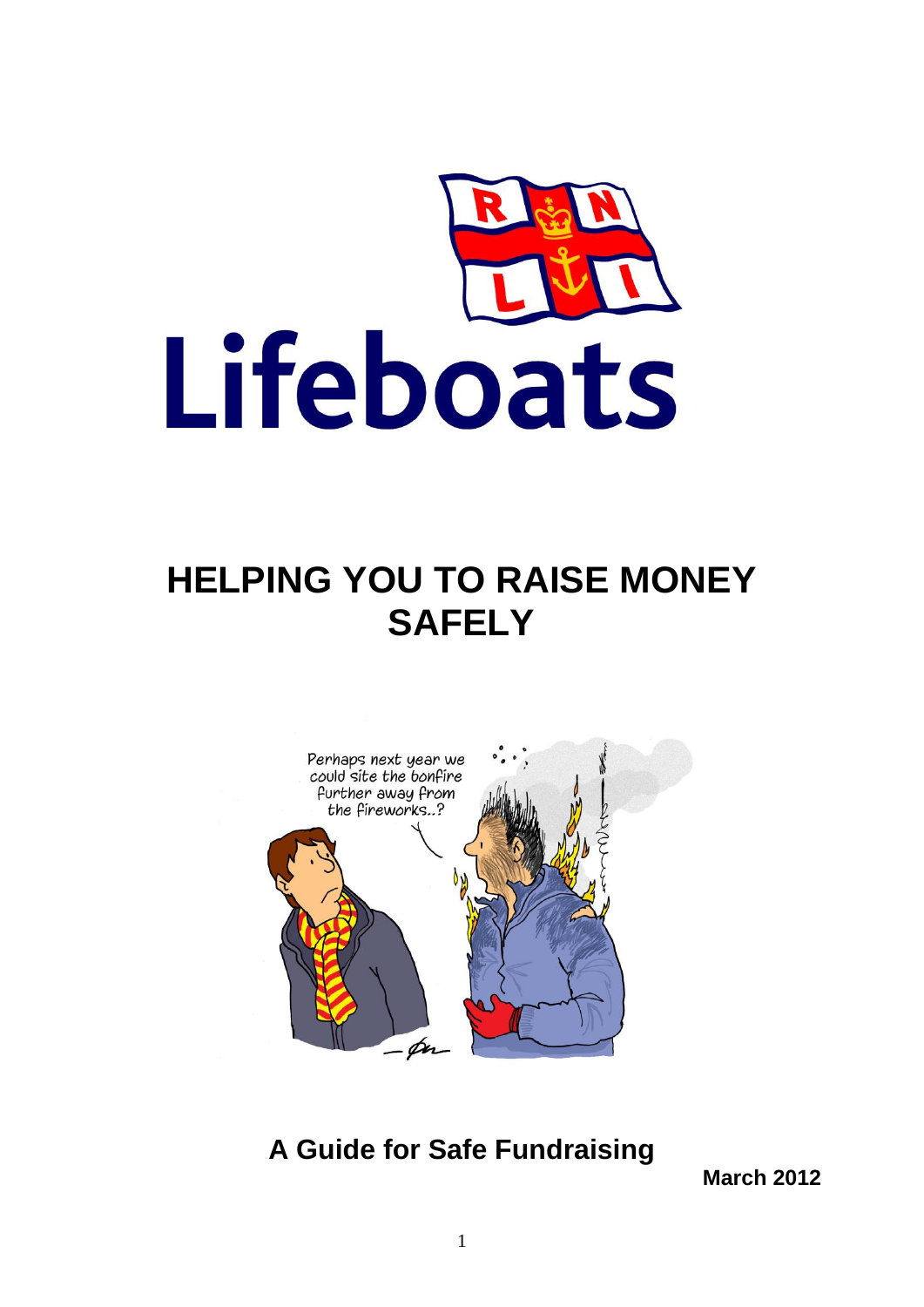Lifeboats

# HELPING YOU TO RAISE MONEY SAFELY

Perhaps next year we could site the bonfire further away from the fireworks..?

## A Guide for Safe Fundraising

**March 2012**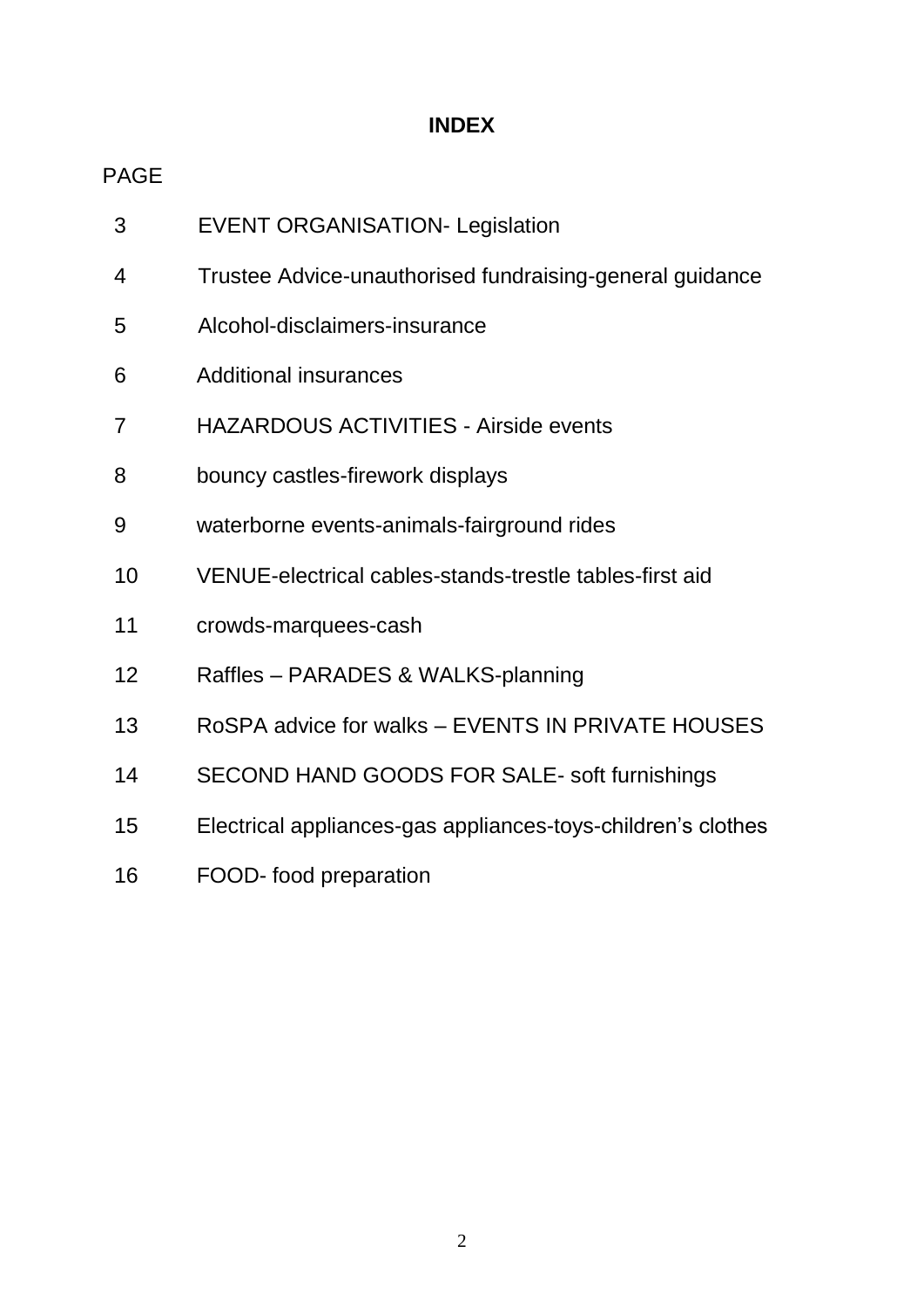# INDEX

| PAGE | |
|---|---|
| 3 | EVENT ORGANISATION- Legislation |
| 4 | Trustee Advice-unauthorised fundraising-general guidance |
| 5 | Alcohol-disclaimers-insurance |
| 6 | Additional insurances |
| 7 | HAZARDOUS ACTIVITIES - Airside events |
| 8 | bouncy castles-firework displays |
| 9 | waterborne events-animals-fairground rides |
| 10 | VENUE-electrical cables-stands-trestle tables-first aid |
| 11 | crowds-marquees-cash |
| 12 | Raffles – PARADES & WALKS-planning |
| 13 | RoSPA advice for walks – EVENTS IN PRIVATE HOUSES |
| 14 | SECOND HAND GOODS FOR SALE- soft furnishings |
| 15 | Electrical appliances-gas appliances-toys-children's clothes |
| 16 | FOOD- food preparation |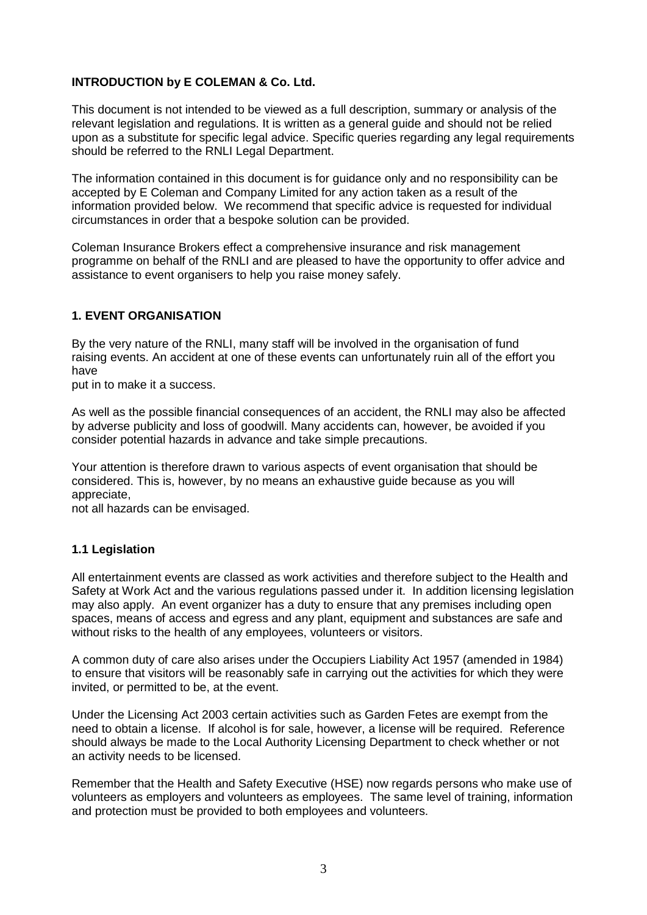**INTRODUCTION by E COLEMAN & Co. Ltd.**

This document is not intended to be viewed as a full description, summary or analysis of the relevant legislation and regulations. It is written as a general guide and should not be relied upon as a substitute for specific legal advice. Specific queries regarding any legal requirements should be referred to the RNLI Legal Department.

The information contained in this document is for guidance only and no responsibility can be accepted by E Coleman and Company Limited for any action taken as a result of the information provided below. We recommend that specific advice is requested for individual circumstances in order that a bespoke solution can be provided.

Coleman Insurance Brokers effect a comprehensive insurance and risk management programme on behalf of the RNLI and are pleased to have the opportunity to offer advice and assistance to event organisers to help you raise money safely.

## 1. EVENT ORGANISATION

By the very nature of the RNLI, many staff will be involved in the organisation of fund raising events. An accident at one of these events can unfortunately ruin all of the effort you have put in to make it a success.

As well as the possible financial consequences of an accident, the RNLI may also be affected by adverse publicity and loss of goodwill. Many accidents can, however, be avoided if you consider potential hazards in advance and take simple precautions.

Your attention is therefore drawn to various aspects of event organisation that should be considered. This is, however, by no means an exhaustive guide because as you will appreciate, not all hazards can be envisaged.

### 1.1 Legislation

All entertainment events are classed as work activities and therefore subject to the Health and Safety at Work Act and the various regulations passed under it. In addition licensing legislation may also apply. An event organizer has a duty to ensure that any premises including open spaces, means of access and egress and any plant, equipment and substances are safe and without risks to the health of any employees, volunteers or visitors.

A common duty of care also arises under the Occupiers Liability Act 1957 (amended in 1984) to ensure that visitors will be reasonably safe in carrying out the activities for which they were invited, or permitted to be, at the event.

Under the Licensing Act 2003 certain activities such as Garden Fetes are exempt from the need to obtain a license. If alcohol is for sale, however, a license will be required. Reference should always be made to the Local Authority Licensing Department to check whether or not an activity needs to be licensed.

Remember that the Health and Safety Executive (HSE) now regards persons who make use of volunteers as employers and volunteers as employees. The same level of training, information and protection must be provided to both employees and volunteers.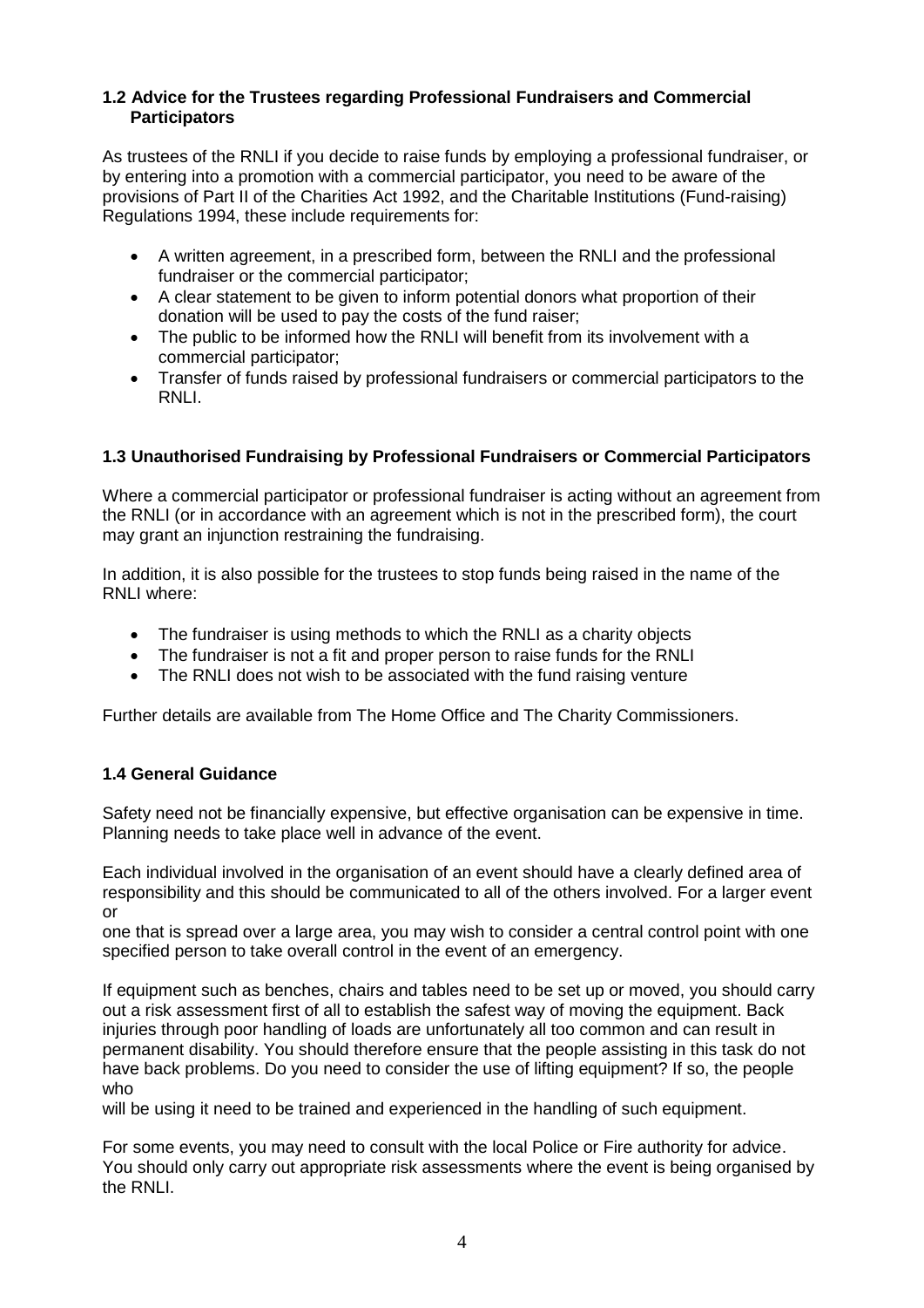### 1.2 Advice for the Trustees regarding Professional Fundraisers and Commercial Participators

As trustees of the RNLI if you decide to raise funds by employing a professional fundraiser, or by entering into a promotion with a commercial participator, you need to be aware of the provisions of Part II of the Charities Act 1992, and the Charitable Institutions (Fund-raising) Regulations 1994, these include requirements for:

- A written agreement, in a prescribed form, between the RNLI and the professional fundraiser or the commercial participator;
- A clear statement to be given to inform potential donors what proportion of their donation will be used to pay the costs of the fund raiser;
- The public to be informed how the RNLI will benefit from its involvement with a commercial participator;
- Transfer of funds raised by professional fundraisers or commercial participators to the RNLI.

### 1.3 Unauthorised Fundraising by Professional Fundraisers or Commercial Participators

Where a commercial participator or professional fundraiser is acting without an agreement from the RNLI (or in accordance with an agreement which is not in the prescribed form), the court may grant an injunction restraining the fundraising.

In addition, it is also possible for the trustees to stop funds being raised in the name of the RNLI where:

- The fundraiser is using methods to which the RNLI as a charity objects
- The fundraiser is not a fit and proper person to raise funds for the RNLI
- The RNLI does not wish to be associated with the fund raising venture

Further details are available from The Home Office and The Charity Commissioners.

### 1.4 General Guidance

Safety need not be financially expensive, but effective organisation can be expensive in time. Planning needs to take place well in advance of the event.

Each individual involved in the organisation of an event should have a clearly defined area of responsibility and this should be communicated to all of the others involved. For a larger event or one that is spread over a large area, you may wish to consider a central control point with one specified person to take overall control in the event of an emergency.

If equipment such as benches, chairs and tables need to be set up or moved, you should carry out a risk assessment first of all to establish the safest way of moving the equipment. Back injuries through poor handling of loads are unfortunately all too common and can result in permanent disability. You should therefore ensure that the people assisting in this task do not have back problems. Do you need to consider the use of lifting equipment? If so, the people who will be using it need to be trained and experienced in the handling of such equipment.

For some events, you may need to consult with the local Police or Fire authority for advice. You should only carry out appropriate risk assessments where the event is being organised by the RNLI.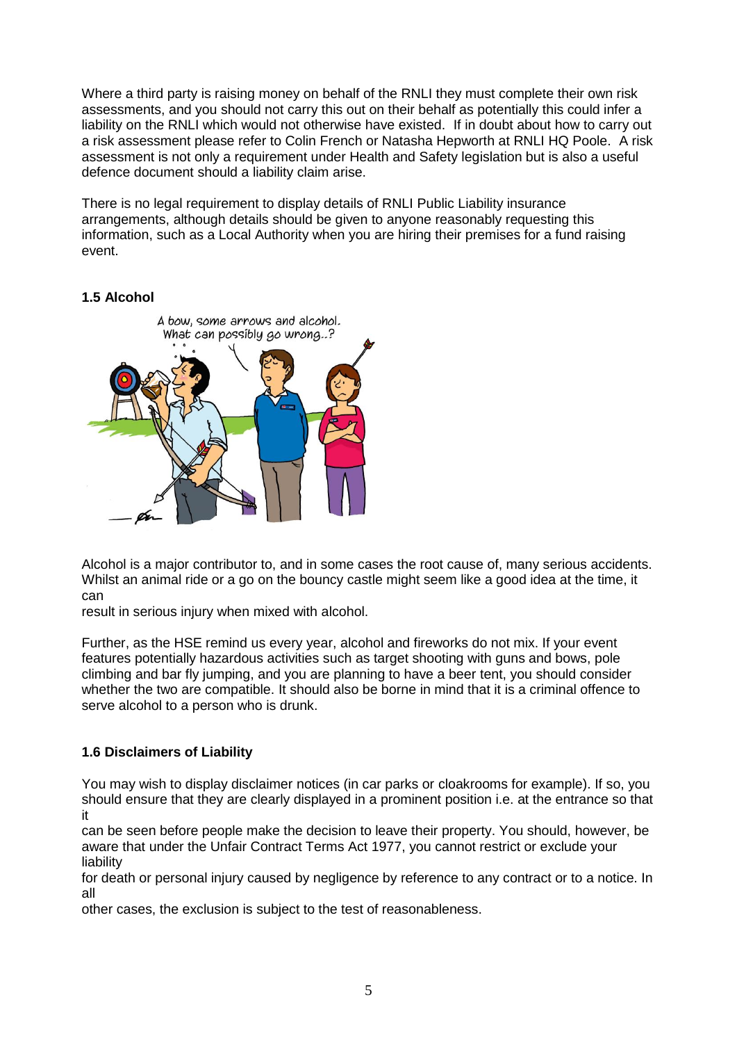Where a third party is raising money on behalf of the RNLI they must complete their own risk assessments, and you should not carry this out on their behalf as potentially this could infer a liability on the RNLI which would not otherwise have existed. If in doubt about how to carry out a risk assessment please refer to Colin French or Natasha Hepworth at RNLI HQ Poole. A risk assessment is not only a requirement under Health and Safety legislation but is also a useful defence document should a liability claim arise.

There is no legal requirement to display details of RNLI Public Liability insurance arrangements, although details should be given to anyone reasonably requesting this information, such as a Local Authority when you are hiring their premises for a fund raising event.

### 1.5 Alcohol

Alcohol is a major contributor to, and in some cases the root cause of, many serious accidents. Whilst an animal ride or a go on the bouncy castle might seem like a good idea at the time, it can result in serious injury when mixed with alcohol.

Further, as the HSE remind us every year, alcohol and fireworks do not mix. If your event features potentially hazardous activities such as target shooting with guns and bows, pole climbing and bar fly jumping, and you are planning to have a beer tent, you should consider whether the two are compatible. It should also be borne in mind that it is a criminal offence to serve alcohol to a person who is drunk.

### 1.6 Disclaimers of Liability

You may wish to display disclaimer notices (in car parks or cloakrooms for example). If so, you should ensure that they are clearly displayed in a prominent position i.e. at the entrance so that it can be seen before people make the decision to leave their property. You should, however, be aware that under the Unfair Contract Terms Act 1977, you cannot restrict or exclude your liability for death or personal injury caused by negligence by reference to any contract or to a notice. In all other cases, the exclusion is subject to the test of reasonableness.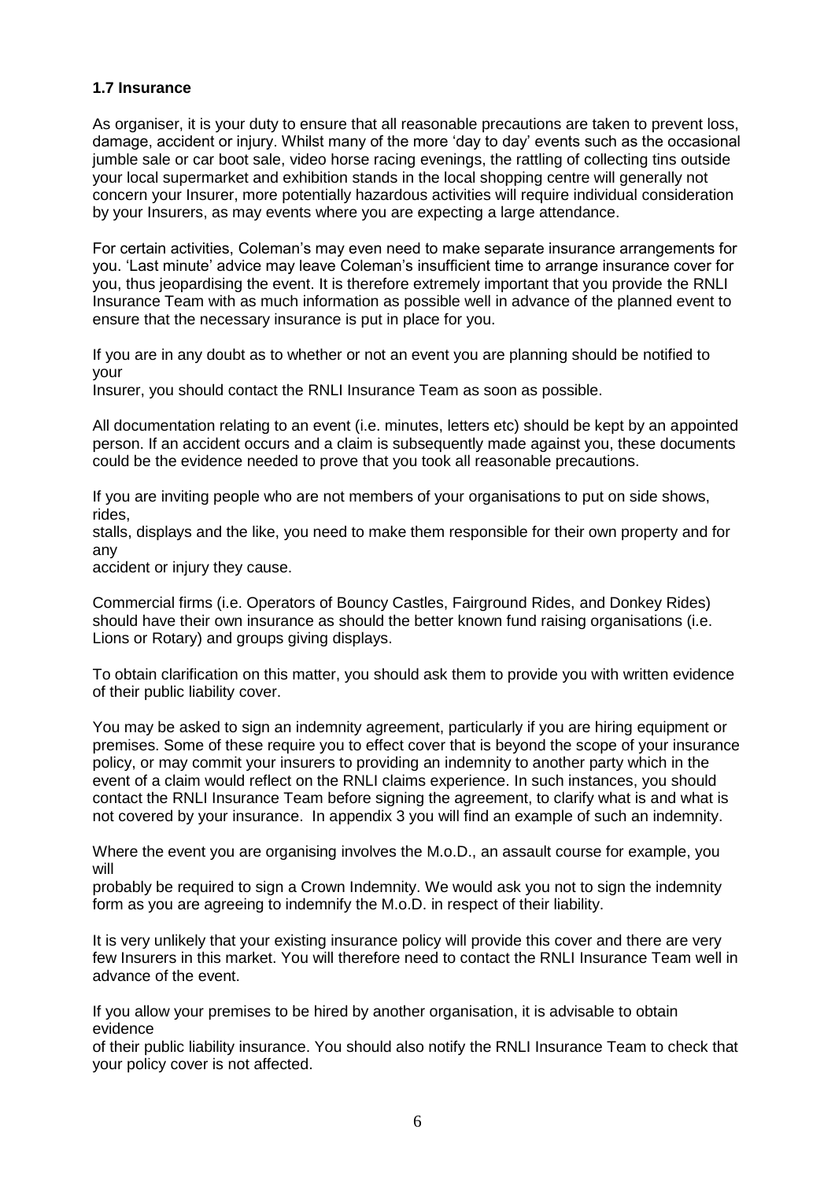**1.7 Insurance**

As organiser, it is your duty to ensure that all reasonable precautions are taken to prevent loss, damage, accident or injury. Whilst many of the more 'day to day' events such as the occasional jumble sale or car boot sale, video horse racing evenings, the rattling of collecting tins outside your local supermarket and exhibition stands in the local shopping centre will generally not concern your Insurer, more potentially hazardous activities will require individual consideration by your Insurers, as may events where you are expecting a large attendance.

For certain activities, Coleman's may even need to make separate insurance arrangements for you. 'Last minute' advice may leave Coleman's insufficient time to arrange insurance cover for you, thus jeopardising the event. It is therefore extremely important that you provide the RNLI Insurance Team with as much information as possible well in advance of the planned event to ensure that the necessary insurance is put in place for you.

If you are in any doubt as to whether or not an event you are planning should be notified to your Insurer, you should contact the RNLI Insurance Team as soon as possible.

All documentation relating to an event (i.e. minutes, letters etc) should be kept by an appointed person. If an accident occurs and a claim is subsequently made against you, these documents could be the evidence needed to prove that you took all reasonable precautions.

If you are inviting people who are not members of your organisations to put on side shows, rides, stalls, displays and the like, you need to make them responsible for their own property and for any accident or injury they cause.

Commercial firms (i.e. Operators of Bouncy Castles, Fairground Rides, and Donkey Rides) should have their own insurance as should the better known fund raising organisations (i.e. Lions or Rotary) and groups giving displays.

To obtain clarification on this matter, you should ask them to provide you with written evidence of their public liability cover.

You may be asked to sign an indemnity agreement, particularly if you are hiring equipment or premises. Some of these require you to effect cover that is beyond the scope of your insurance policy, or may commit your insurers to providing an indemnity to another party which in the event of a claim would reflect on the RNLI claims experience. In such instances, you should contact the RNLI Insurance Team before signing the agreement, to clarify what is and what is not covered by your insurance. In appendix 3 you will find an example of such an indemnity.

Where the event you are organising involves the M.o.D., an assault course for example, you will probably be required to sign a Crown Indemnity. We would ask you not to sign the indemnity form as you are agreeing to indemnify the M.o.D. in respect of their liability.

It is very unlikely that your existing insurance policy will provide this cover and there are very few Insurers in this market. You will therefore need to contact the RNLI Insurance Team well in advance of the event.

If you allow your premises to be hired by another organisation, it is advisable to obtain evidence of their public liability insurance. You should also notify the RNLI Insurance Team to check that your policy cover is not affected.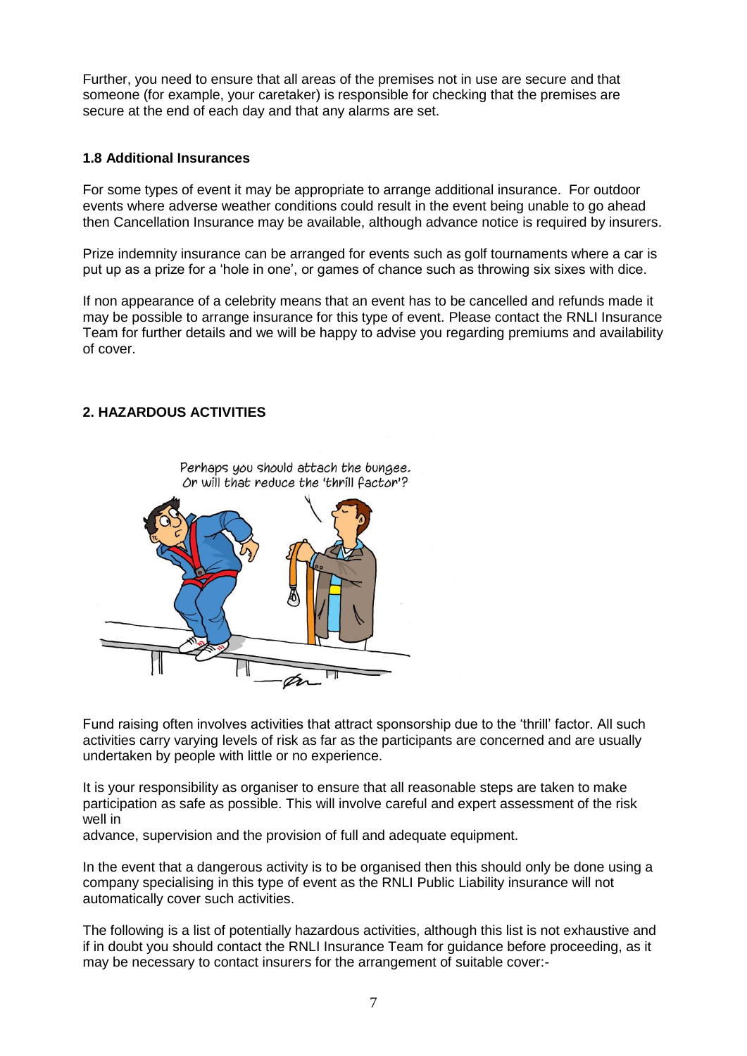Further, you need to ensure that all areas of the premises not in use are secure and that someone (for example, your caretaker) is responsible for checking that the premises are secure at the end of each day and that any alarms are set.

### 1.8 Additional Insurances

For some types of event it may be appropriate to arrange additional insurance. For outdoor events where adverse weather conditions could result in the event being unable to go ahead then Cancellation Insurance may be available, although advance notice is required by insurers.

Prize indemnity insurance can be arranged for events such as golf tournaments where a car is put up as a prize for a 'hole in one', or games of chance such as throwing six sixes with dice.

If non appearance of a celebrity means that an event has to be cancelled and refunds made it may be possible to arrange insurance for this type of event. Please contact the RNLI Insurance Team for further details and we will be happy to advise you regarding premiums and availability of cover.

## 2. HAZARDOUS ACTIVITIES

Fund raising often involves activities that attract sponsorship due to the 'thrill' factor. All such activities carry varying levels of risk as far as the participants are concerned and are usually undertaken by people with little or no experience.

It is your responsibility as organiser to ensure that all reasonable steps are taken to make participation as safe as possible. This will involve careful and expert assessment of the risk well in advance, supervision and the provision of full and adequate equipment.

In the event that a dangerous activity is to be organised then this should only be done using a company specialising in this type of event as the RNLI Public Liability insurance will not automatically cover such activities.

The following is a list of potentially hazardous activities, although this list is not exhaustive and if in doubt you should contact the RNLI Insurance Team for guidance before proceeding, as it may be necessary to contact insurers for the arrangement of suitable cover:-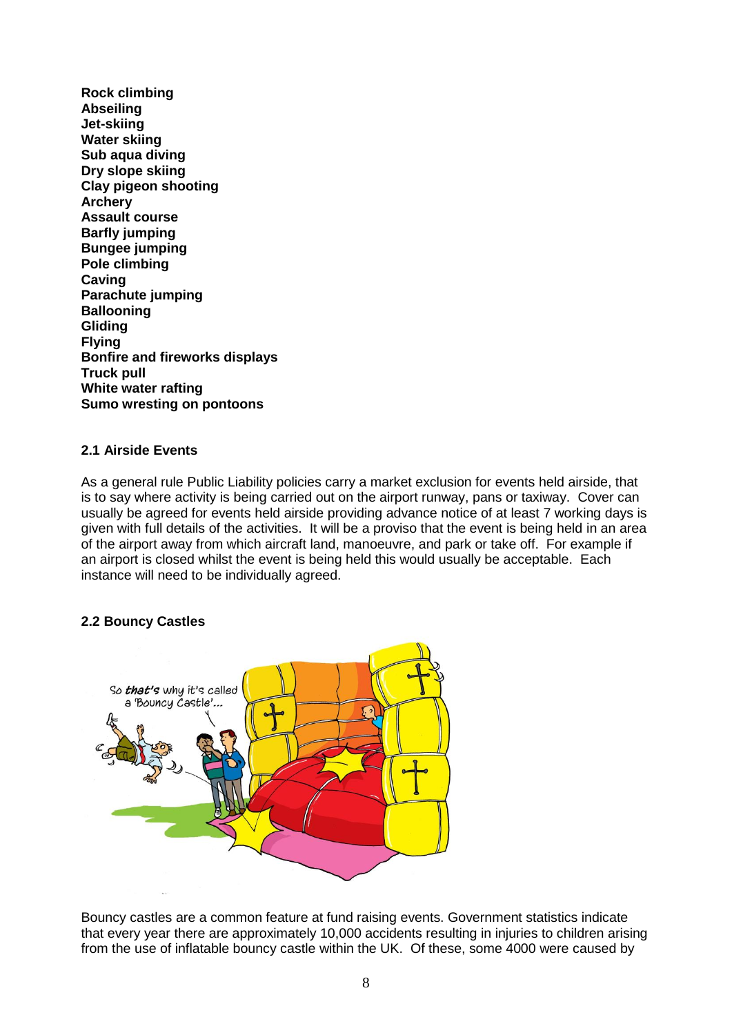**Rock climbing**
**Abseiling**
**Jet-skiing**
**Water skiing**
**Sub aqua diving**
**Dry slope skiing**
**Clay pigeon shooting**
**Archery**
**Assault course**
**Barfly jumping**
**Bungee jumping**
**Pole climbing**
**Caving**
**Parachute jumping**
**Ballooning**
**Gliding**
**Flying**
**Bonfire and fireworks displays**
**Truck pull**
**White water rafting**
**Sumo wresting on pontoons**

### 2.1 Airside Events

As a general rule Public Liability policies carry a market exclusion for events held airside, that is to say where activity is being carried out on the airport runway, pans or taxiway. Cover can usually be agreed for events held airside providing advance notice of at least 7 working days is given with full details of the activities. It will be a proviso that the event is being held in an area of the airport away from which aircraft land, manoeuvre, and park or take off. For example if an airport is closed whilst the event is being held this would usually be acceptable. Each instance will need to be individually agreed.

### 2.2 Bouncy Castles

Bouncy castles are a common feature at fund raising events. Government statistics indicate that every year there are approximately 10,000 accidents resulting in injuries to children arising from the use of inflatable bouncy castle within the UK. Of these, some 4000 were caused by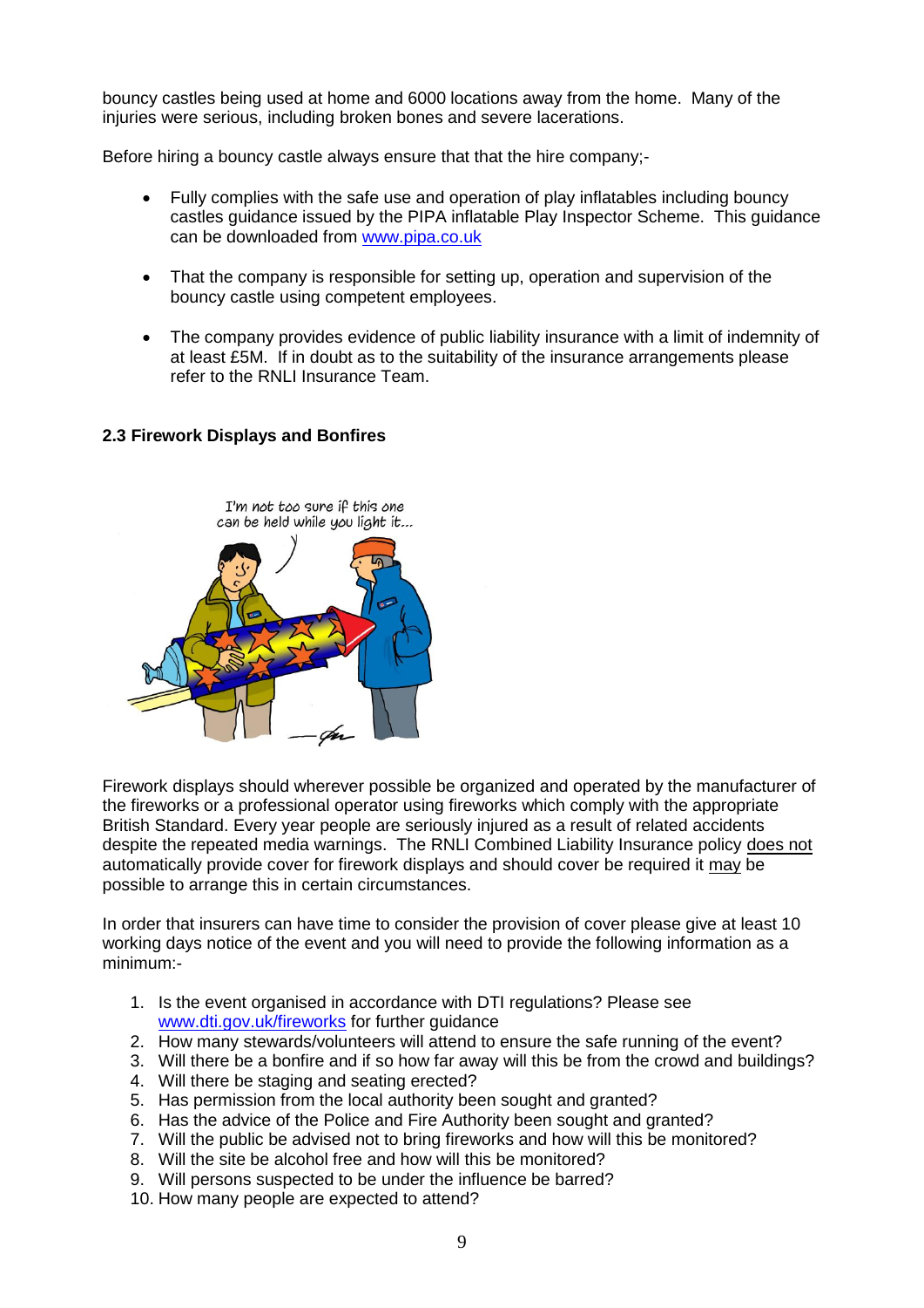bouncy castles being used at home and 6000 locations away from the home. Many of the injuries were serious, including broken bones and severe lacerations.

Before hiring a bouncy castle always ensure that that the hire company;-

- Fully complies with the safe use and operation of play inflatables including bouncy castles guidance issued by the PIPA inflatable Play Inspector Scheme. This guidance can be downloaded from www.pipa.co.uk

- That the company is responsible for setting up, operation and supervision of the bouncy castle using competent employees.

- The company provides evidence of public liability insurance with a limit of indemnity of at least £5M. If in doubt as to the suitability of the insurance arrangements please refer to the RNLI Insurance Team.

**2.3 Firework Displays and Bonfires**

Firework displays should wherever possible be organized and operated by the manufacturer of the fireworks or a professional operator using fireworks which comply with the appropriate British Standard. Every year people are seriously injured as a result of related accidents despite the repeated media warnings. The RNLI Combined Liability Insurance policy does not automatically provide cover for firework displays and should cover be required it may be possible to arrange this in certain circumstances.

In order that insurers can have time to consider the provision of cover please give at least 10 working days notice of the event and you will need to provide the following information as a minimum:-

1. Is the event organised in accordance with DTI regulations? Please see www.dti.gov.uk/fireworks for further guidance
2. How many stewards/volunteers will attend to ensure the safe running of the event?
3. Will there be a bonfire and if so how far away will this be from the crowd and buildings?
4. Will there be staging and seating erected?
5. Has permission from the local authority been sought and granted?
6. Has the advice of the Police and Fire Authority been sought and granted?
7. Will the public be advised not to bring fireworks and how will this be monitored?
8. Will the site be alcohol free and how will this be monitored?
9. Will persons suspected to be under the influence be barred?
10. How many people are expected to attend?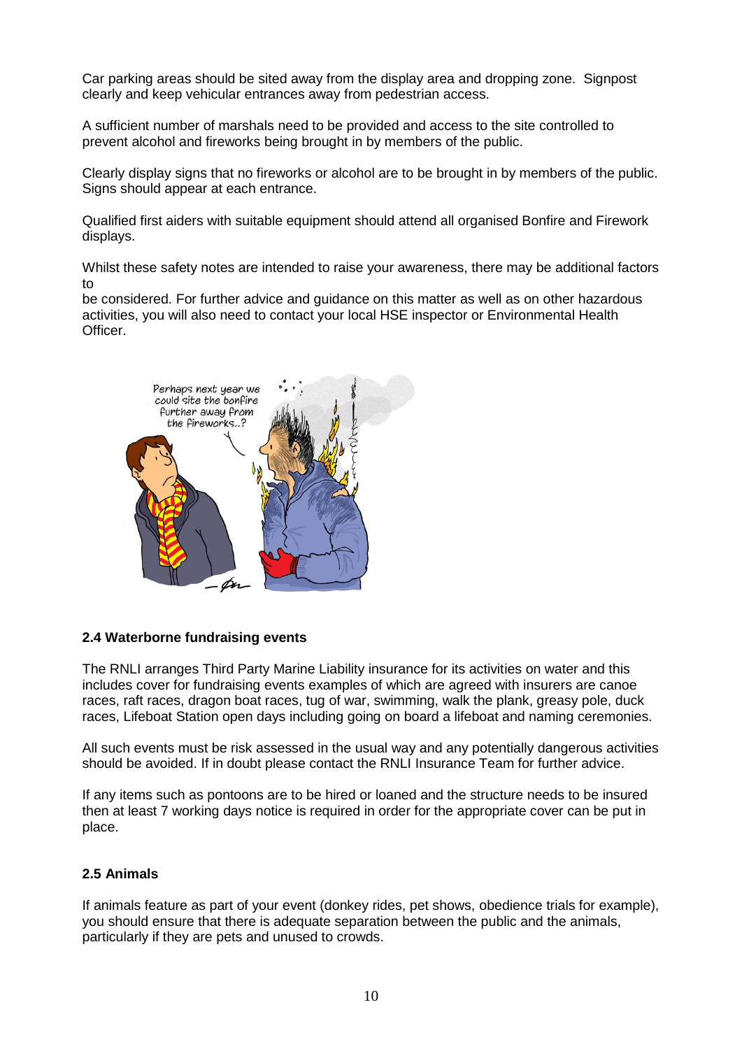Car parking areas should be sited away from the display area and dropping zone. Signpost clearly and keep vehicular entrances away from pedestrian access.

A sufficient number of marshals need to be provided and access to the site controlled to prevent alcohol and fireworks being brought in by members of the public.

Clearly display signs that no fireworks or alcohol are to be brought in by members of the public. Signs should appear at each entrance.

Qualified first aiders with suitable equipment should attend all organised Bonfire and Firework displays.

Whilst these safety notes are intended to raise your awareness, there may be additional factors to
be considered. For further advice and guidance on this matter as well as on other hazardous activities, you will also need to contact your local HSE inspector or Environmental Health Officer.

#### 2.4 Waterborne fundraising events

The RNLI arranges Third Party Marine Liability insurance for its activities on water and this includes cover for fundraising events examples of which are agreed with insurers are canoe races, raft races, dragon boat races, tug of war, swimming, walk the plank, greasy pole, duck races, Lifeboat Station open days including going on board a lifeboat and naming ceremonies.

All such events must be risk assessed in the usual way and any potentially dangerous activities should be avoided. If in doubt please contact the RNLI Insurance Team for further advice.

If any items such as pontoons are to be hired or loaned and the structure needs to be insured then at least 7 working days notice is required in order for the appropriate cover can be put in place.

#### 2.5 Animals

If animals feature as part of your event (donkey rides, pet shows, obedience trials for example), you should ensure that there is adequate separation between the public and the animals, particularly if they are pets and unused to crowds.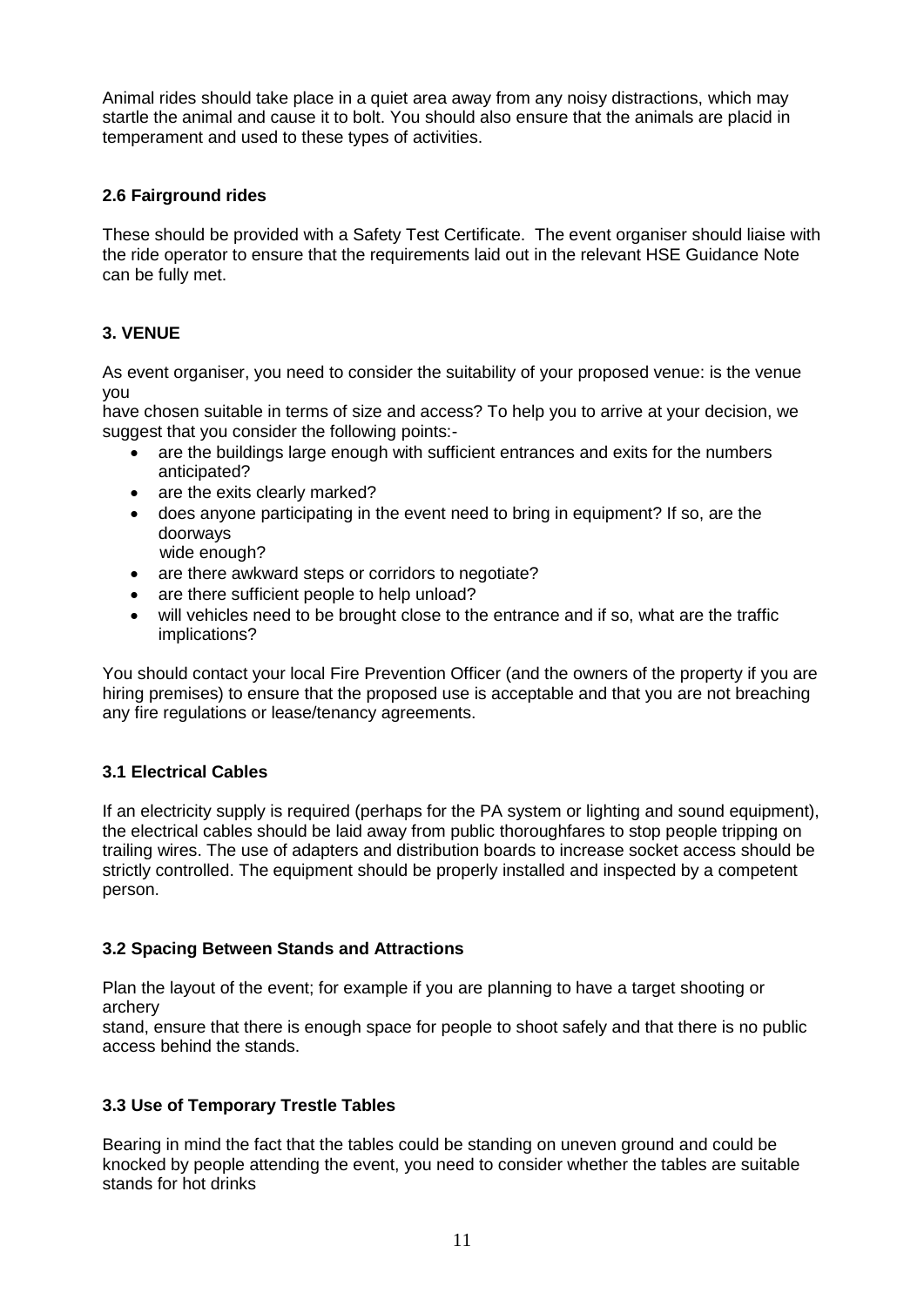Animal rides should take place in a quiet area away from any noisy distractions, which may startle the animal and cause it to bolt. You should also ensure that the animals are placid in temperament and used to these types of activities.

### 2.6 Fairground rides

These should be provided with a Safety Test Certificate. The event organiser should liaise with the ride operator to ensure that the requirements laid out in the relevant HSE Guidance Note can be fully met.

## 3. VENUE

As event organiser, you need to consider the suitability of your proposed venue: is the venue you have chosen suitable in terms of size and access? To help you to arrive at your decision, we suggest that you consider the following points:-

- are the buildings large enough with sufficient entrances and exits for the numbers anticipated?
- are the exits clearly marked?
- does anyone participating in the event need to bring in equipment? If so, are the doorways wide enough?
- are there awkward steps or corridors to negotiate?
- are there sufficient people to help unload?
- will vehicles need to be brought close to the entrance and if so, what are the traffic implications?

You should contact your local Fire Prevention Officer (and the owners of the property if you are hiring premises) to ensure that the proposed use is acceptable and that you are not breaching any fire regulations or lease/tenancy agreements.

### 3.1 Electrical Cables

If an electricity supply is required (perhaps for the PA system or lighting and sound equipment), the electrical cables should be laid away from public thoroughfares to stop people tripping on trailing wires. The use of adapters and distribution boards to increase socket access should be strictly controlled. The equipment should be properly installed and inspected by a competent person.

### 3.2 Spacing Between Stands and Attractions

Plan the layout of the event; for example if you are planning to have a target shooting or archery stand, ensure that there is enough space for people to shoot safely and that there is no public access behind the stands.

### 3.3 Use of Temporary Trestle Tables

Bearing in mind the fact that the tables could be standing on uneven ground and could be knocked by people attending the event, you need to consider whether the tables are suitable stands for hot drinks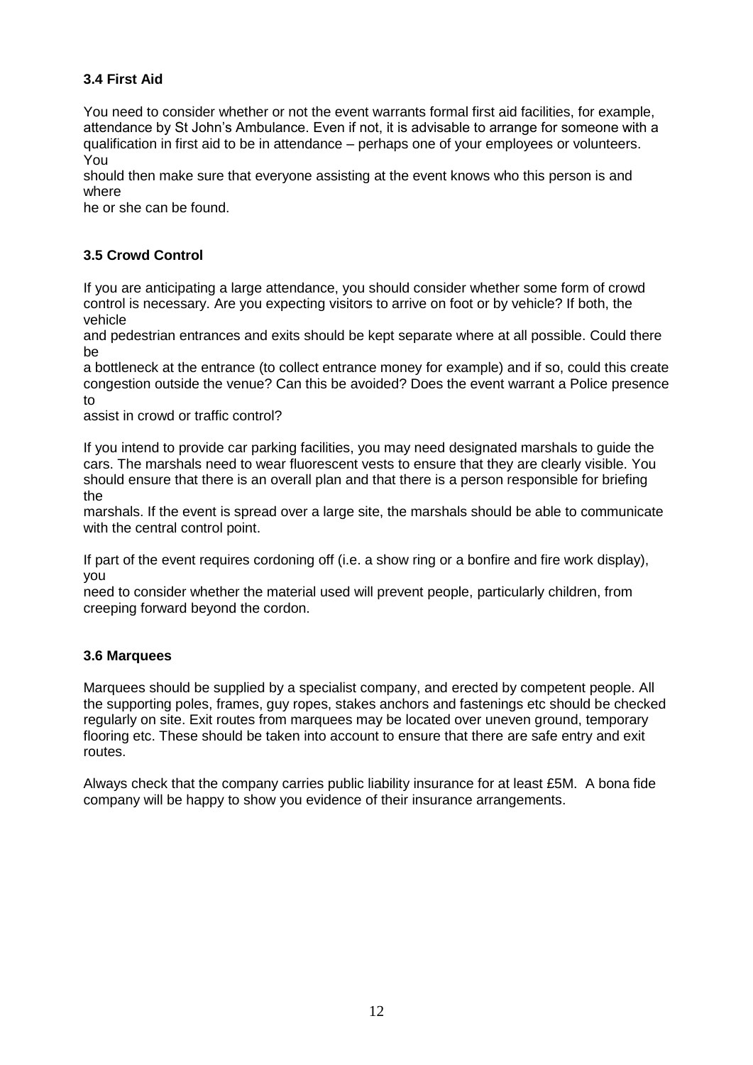### 3.4 First Aid

You need to consider whether or not the event warrants formal first aid facilities, for example, attendance by St John's Ambulance. Even if not, it is advisable to arrange for someone with a qualification in first aid to be in attendance – perhaps one of your employees or volunteers. You should then make sure that everyone assisting at the event knows who this person is and where he or she can be found.

### 3.5 Crowd Control

If you are anticipating a large attendance, you should consider whether some form of crowd control is necessary. Are you expecting visitors to arrive on foot or by vehicle? If both, the vehicle and pedestrian entrances and exits should be kept separate where at all possible. Could there be a bottleneck at the entrance (to collect entrance money for example) and if so, could this create congestion outside the venue? Can this be avoided? Does the event warrant a Police presence to assist in crowd or traffic control?

If you intend to provide car parking facilities, you may need designated marshals to guide the cars. The marshals need to wear fluorescent vests to ensure that they are clearly visible. You should ensure that there is an overall plan and that there is a person responsible for briefing the marshals. If the event is spread over a large site, the marshals should be able to communicate with the central control point.

If part of the event requires cordoning off (i.e. a show ring or a bonfire and fire work display), you need to consider whether the material used will prevent people, particularly children, from creeping forward beyond the cordon.

### 3.6 Marquees

Marquees should be supplied by a specialist company, and erected by competent people. All the supporting poles, frames, guy ropes, stakes anchors and fastenings etc should be checked regularly on site. Exit routes from marquees may be located over uneven ground, temporary flooring etc. These should be taken into account to ensure that there are safe entry and exit routes.

Always check that the company carries public liability insurance for at least £5M. A bona fide company will be happy to show you evidence of their insurance arrangements.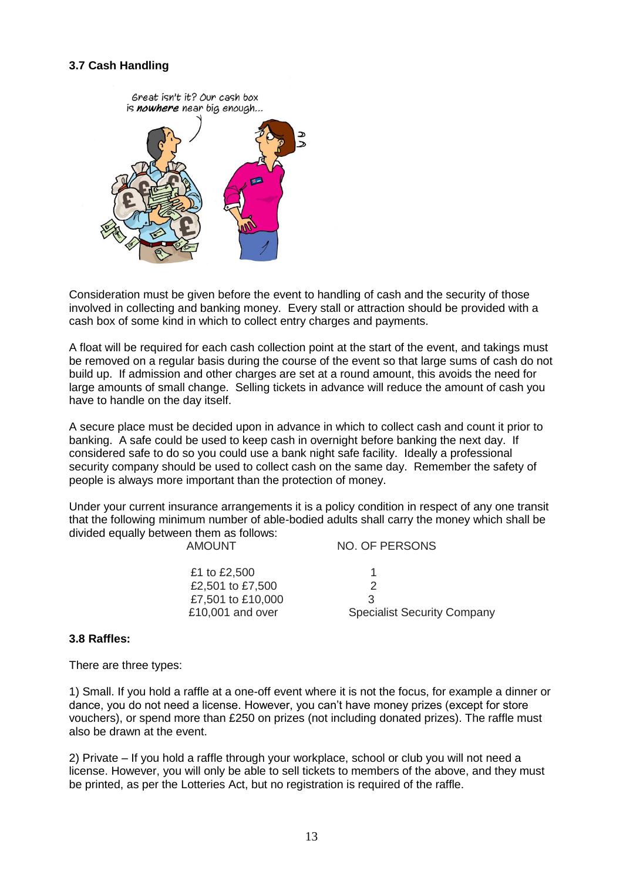### 3.7 Cash Handling

Consideration must be given before the event to handling of cash and the security of those involved in collecting and banking money. Every stall or attraction should be provided with a cash box of some kind in which to collect entry charges and payments.

A float will be required for each cash collection point at the start of the event, and takings must be removed on a regular basis during the course of the event so that large sums of cash do not build up. If admission and other charges are set at a round amount, this avoids the need for large amounts of small change. Selling tickets in advance will reduce the amount of cash you have to handle on the day itself.

A secure place must be decided upon in advance in which to collect cash and count it prior to banking. A safe could be used to keep cash in overnight before banking the next day. If considered safe to do so you could use a bank night safe facility. Ideally a professional security company should be used to collect cash on the same day. Remember the safety of people is always more important than the protection of money.

Under your current insurance arrangements it is a policy condition in respect of any one transit that the following minimum number of able-bodied adults shall carry the money which shall be divided equally between them as follows:

| AMOUNT | NO. OF PERSONS |
|---|---|
| £1 to £2,500 | 1 |
| £2,501 to £7,500 | 2 |
| £7,501 to £10,000 | 3 |
| £10,001 and over | Specialist Security Company |

### 3.8 Raffles:

There are three types:

1) Small. If you hold a raffle at a one-off event where it is not the focus, for example a dinner or dance, you do not need a license. However, you can't have money prizes (except for store vouchers), or spend more than £250 on prizes (not including donated prizes). The raffle must also be drawn at the event.

2) Private – If you hold a raffle through your workplace, school or club you will not need a license. However, you will only be able to sell tickets to members of the above, and they must be printed, as per the Lotteries Act, but no registration is required of the raffle.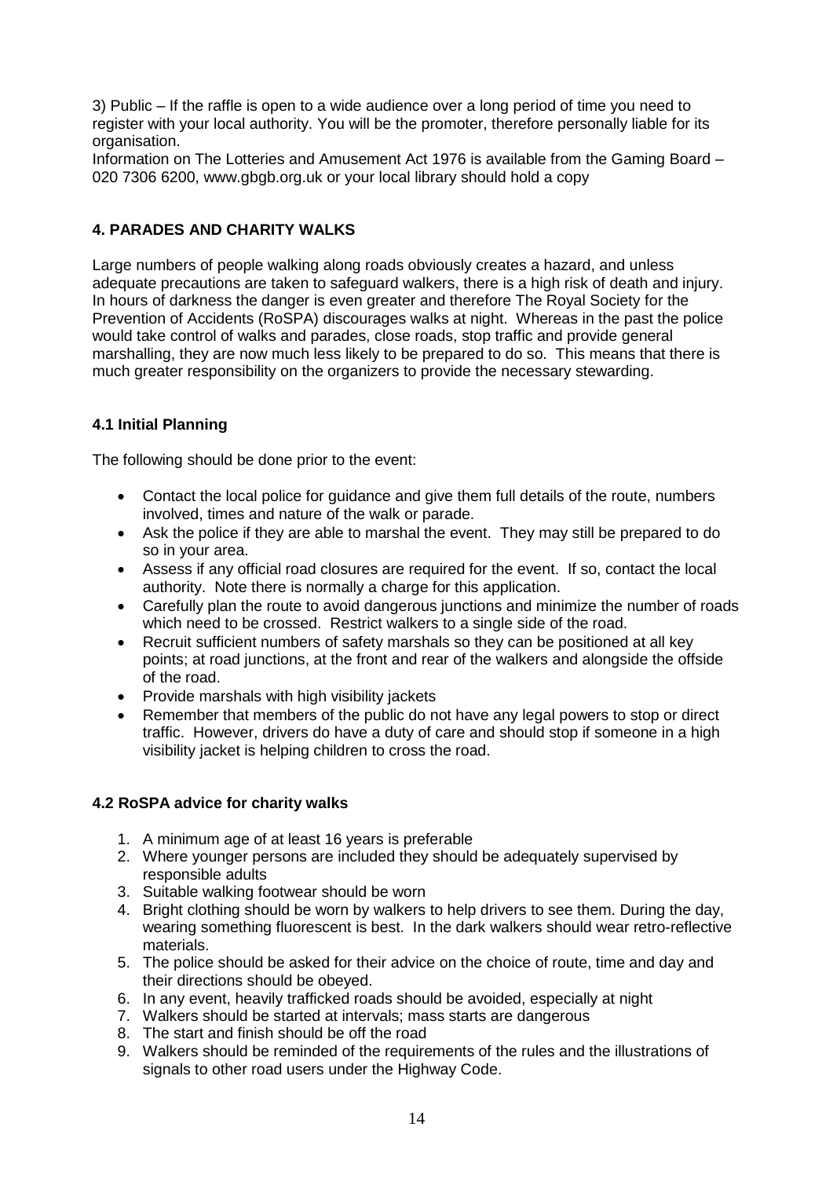3) Public – If the raffle is open to a wide audience over a long period of time you need to register with your local authority. You will be the promoter, therefore personally liable for its organisation.

Information on The Lotteries and Amusement Act 1976 is available from the Gaming Board – 020 7306 6200, www.gbgb.org.uk or your local library should hold a copy

## 4. PARADES AND CHARITY WALKS

Large numbers of people walking along roads obviously creates a hazard, and unless adequate precautions are taken to safeguard walkers, there is a high risk of death and injury. In hours of darkness the danger is even greater and therefore The Royal Society for the Prevention of Accidents (RoSPA) discourages walks at night. Whereas in the past the police would take control of walks and parades, close roads, stop traffic and provide general marshalling, they are now much less likely to be prepared to do so. This means that there is much greater responsibility on the organizers to provide the necessary stewarding.

### 4.1 Initial Planning

The following should be done prior to the event:

- Contact the local police for guidance and give them full details of the route, numbers involved, times and nature of the walk or parade.
- Ask the police if they are able to marshal the event. They may still be prepared to do so in your area.
- Assess if any official road closures are required for the event. If so, contact the local authority. Note there is normally a charge for this application.
- Carefully plan the route to avoid dangerous junctions and minimize the number of roads which need to be crossed. Restrict walkers to a single side of the road.
- Recruit sufficient numbers of safety marshals so they can be positioned at all key points; at road junctions, at the front and rear of the walkers and alongside the offside of the road.
- Provide marshals with high visibility jackets
- Remember that members of the public do not have any legal powers to stop or direct traffic. However, drivers do have a duty of care and should stop if someone in a high visibility jacket is helping children to cross the road.

### 4.2 RoSPA advice for charity walks

1. A minimum age of at least 16 years is preferable
2. Where younger persons are included they should be adequately supervised by responsible adults
3. Suitable walking footwear should be worn
4. Bright clothing should be worn by walkers to help drivers to see them. During the day, wearing something fluorescent is best. In the dark walkers should wear retro-reflective materials.
5. The police should be asked for their advice on the choice of route, time and day and their directions should be obeyed.
6. In any event, heavily trafficked roads should be avoided, especially at night
7. Walkers should be started at intervals; mass starts are dangerous
8. The start and finish should be off the road
9. Walkers should be reminded of the requirements of the rules and the illustrations of signals to other road users under the Highway Code.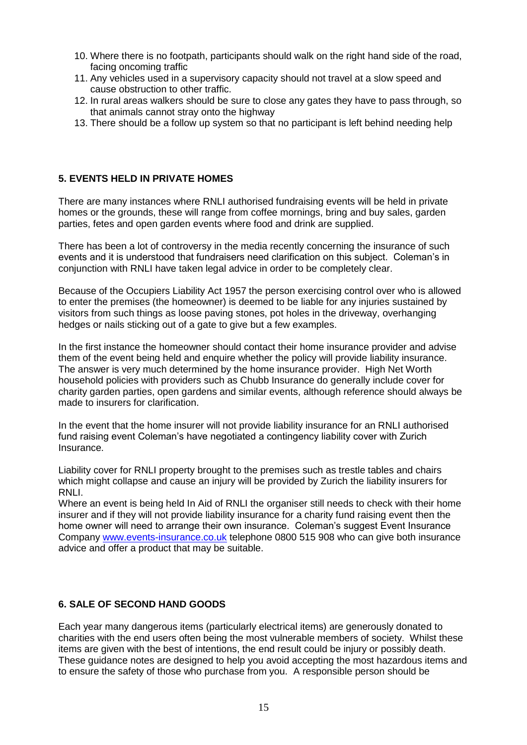10. Where there is no footpath, participants should walk on the right hand side of the road, facing oncoming traffic
11. Any vehicles used in a supervisory capacity should not travel at a slow speed and cause obstruction to other traffic.
12. In rural areas walkers should be sure to close any gates they have to pass through, so that animals cannot stray onto the highway
13. There should be a follow up system so that no participant is left behind needing help

## 5. EVENTS HELD IN PRIVATE HOMES

There are many instances where RNLI authorised fundraising events will be held in private homes or the grounds, these will range from coffee mornings, bring and buy sales, garden parties, fetes and open garden events where food and drink are supplied.

There has been a lot of controversy in the media recently concerning the insurance of such events and it is understood that fundraisers need clarification on this subject. Coleman's in conjunction with RNLI have taken legal advice in order to be completely clear.

Because of the Occupiers Liability Act 1957 the person exercising control over who is allowed to enter the premises (the homeowner) is deemed to be liable for any injuries sustained by visitors from such things as loose paving stones, pot holes in the driveway, overhanging hedges or nails sticking out of a gate to give but a few examples.

In the first instance the homeowner should contact their home insurance provider and advise them of the event being held and enquire whether the policy will provide liability insurance. The answer is very much determined by the home insurance provider. High Net Worth household policies with providers such as Chubb Insurance do generally include cover for charity garden parties, open gardens and similar events, although reference should always be made to insurers for clarification.

In the event that the home insurer will not provide liability insurance for an RNLI authorised fund raising event Coleman's have negotiated a contingency liability cover with Zurich Insurance.

Liability cover for RNLI property brought to the premises such as trestle tables and chairs which might collapse and cause an injury will be provided by Zurich the liability insurers for RNLI.
Where an event is being held In Aid of RNLI the organiser still needs to check with their home insurer and if they will not provide liability insurance for a charity fund raising event then the home owner will need to arrange their own insurance. Coleman's suggest Event Insurance Company [www.events-insurance.co.uk](http://www.events-insurance.co.uk) telephone 0800 515 908 who can give both insurance advice and offer a product that may be suitable.

## 6. SALE OF SECOND HAND GOODS

Each year many dangerous items (particularly electrical items) are generously donated to charities with the end users often being the most vulnerable members of society. Whilst these items are given with the best of intentions, the end result could be injury or possibly death. These guidance notes are designed to help you avoid accepting the most hazardous items and to ensure the safety of those who purchase from you. A responsible person should be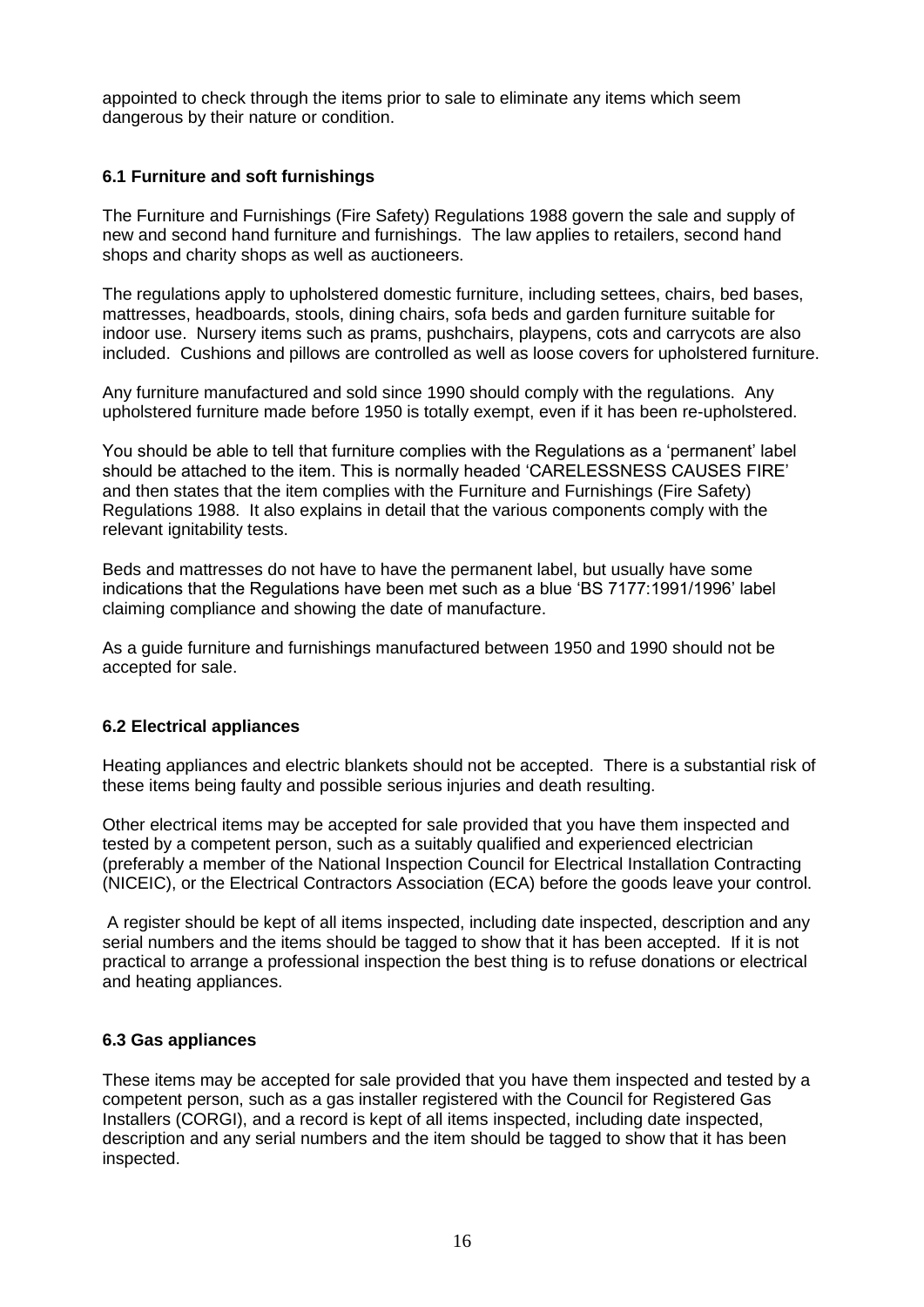appointed to check through the items prior to sale to eliminate any items which seem dangerous by their nature or condition.

### 6.1 Furniture and soft furnishings

The Furniture and Furnishings (Fire Safety) Regulations 1988 govern the sale and supply of new and second hand furniture and furnishings. The law applies to retailers, second hand shops and charity shops as well as auctioneers.

The regulations apply to upholstered domestic furniture, including settees, chairs, bed bases, mattresses, headboards, stools, dining chairs, sofa beds and garden furniture suitable for indoor use. Nursery items such as prams, pushchairs, playpens, cots and carrycots are also included. Cushions and pillows are controlled as well as loose covers for upholstered furniture.

Any furniture manufactured and sold since 1990 should comply with the regulations. Any upholstered furniture made before 1950 is totally exempt, even if it has been re-upholstered.

You should be able to tell that furniture complies with the Regulations as a 'permanent' label should be attached to the item. This is normally headed 'CARELESSNESS CAUSES FIRE' and then states that the item complies with the Furniture and Furnishings (Fire Safety) Regulations 1988. It also explains in detail that the various components comply with the relevant ignitability tests.

Beds and mattresses do not have to have the permanent label, but usually have some indications that the Regulations have been met such as a blue 'BS 7177:1991/1996' label claiming compliance and showing the date of manufacture.

As a guide furniture and furnishings manufactured between 1950 and 1990 should not be accepted for sale.

### 6.2 Electrical appliances

Heating appliances and electric blankets should not be accepted. There is a substantial risk of these items being faulty and possible serious injuries and death resulting.

Other electrical items may be accepted for sale provided that you have them inspected and tested by a competent person, such as a suitably qualified and experienced electrician (preferably a member of the National Inspection Council for Electrical Installation Contracting (NICEIC), or the Electrical Contractors Association (ECA) before the goods leave your control.

A register should be kept of all items inspected, including date inspected, description and any serial numbers and the items should be tagged to show that it has been accepted. If it is not practical to arrange a professional inspection the best thing is to refuse donations or electrical and heating appliances.

### 6.3 Gas appliances

These items may be accepted for sale provided that you have them inspected and tested by a competent person, such as a gas installer registered with the Council for Registered Gas Installers (CORGI), and a record is kept of all items inspected, including date inspected, description and any serial numbers and the item should be tagged to show that it has been inspected.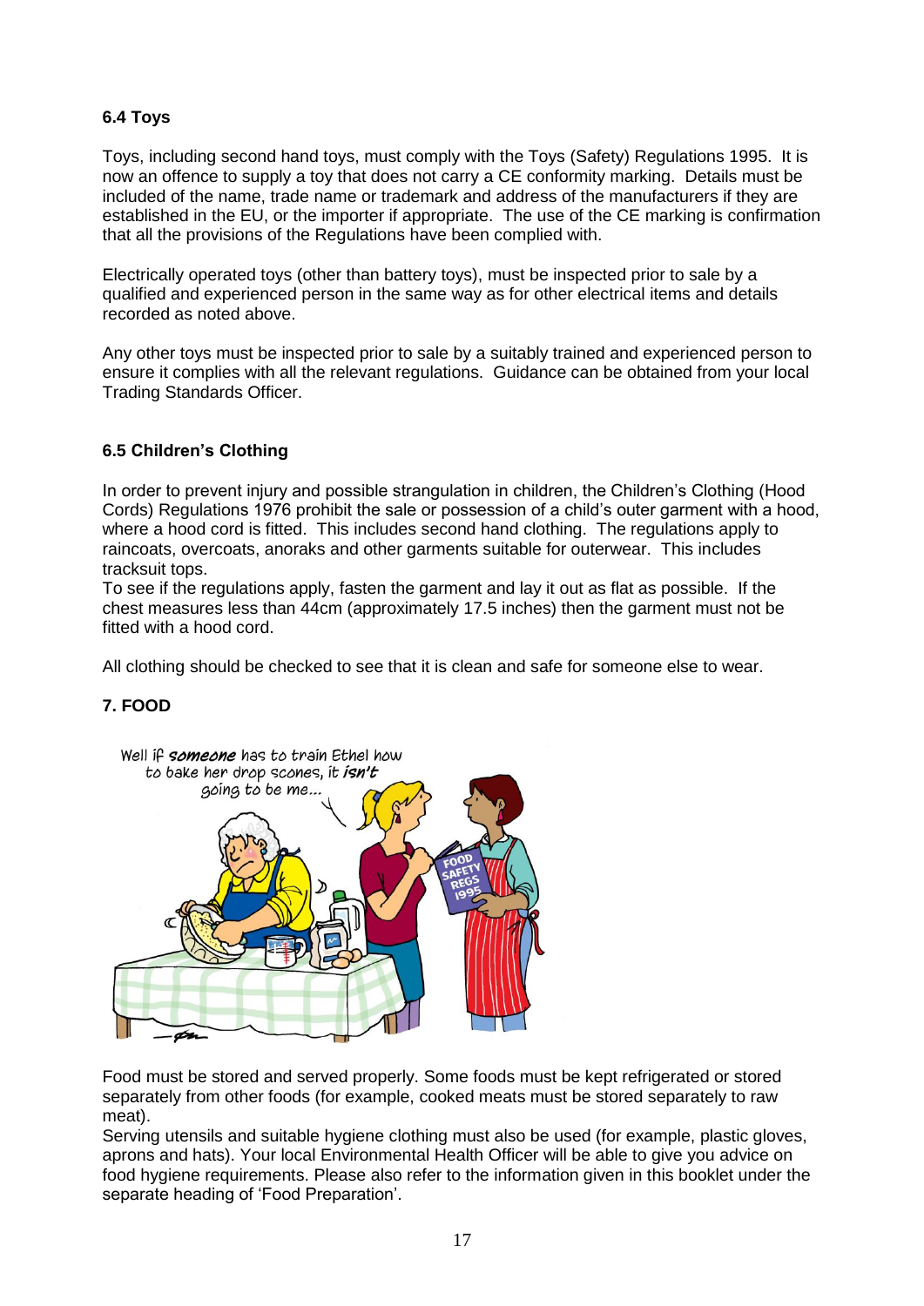### 6.4 Toys

Toys, including second hand toys, must comply with the Toys (Safety) Regulations 1995. It is now an offence to supply a toy that does not carry a CE conformity marking. Details must be included of the name, trade name or trademark and address of the manufacturers if they are established in the EU, or the importer if appropriate. The use of the CE marking is confirmation that all the provisions of the Regulations have been complied with.

Electrically operated toys (other than battery toys), must be inspected prior to sale by a qualified and experienced person in the same way as for other electrical items and details recorded as noted above.

Any other toys must be inspected prior to sale by a suitably trained and experienced person to ensure it complies with all the relevant regulations. Guidance can be obtained from your local Trading Standards Officer.

### 6.5 Children's Clothing

In order to prevent injury and possible strangulation in children, the Children's Clothing (Hood Cords) Regulations 1976 prohibit the sale or possession of a child's outer garment with a hood, where a hood cord is fitted. This includes second hand clothing. The regulations apply to raincoats, overcoats, anoraks and other garments suitable for outerwear. This includes tracksuit tops.
To see if the regulations apply, fasten the garment and lay it out as flat as possible. If the chest measures less than 44cm (approximately 17.5 inches) then the garment must not be fitted with a hood cord.

All clothing should be checked to see that it is clean and safe for someone else to wear.

## 7. FOOD

Food must be stored and served properly. Some foods must be kept refrigerated or stored separately from other foods (for example, cooked meats must be stored separately to raw meat).
Serving utensils and suitable hygiene clothing must also be used (for example, plastic gloves, aprons and hats). Your local Environmental Health Officer will be able to give you advice on food hygiene requirements. Please also refer to the information given in this booklet under the separate heading of 'Food Preparation'.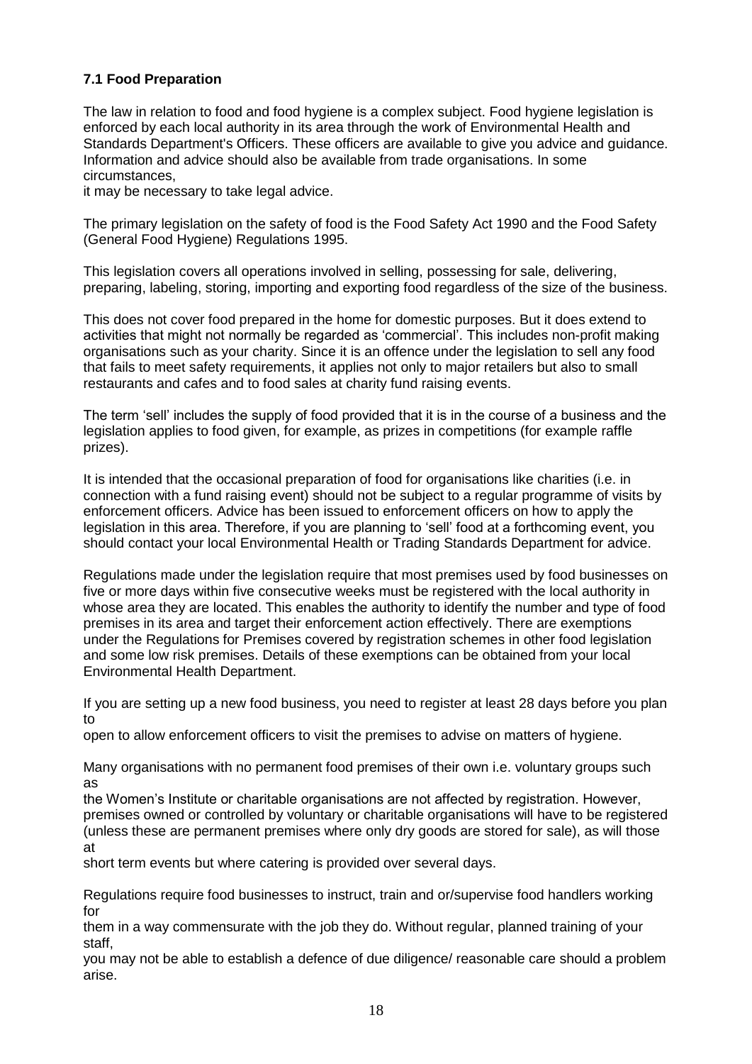### 7.1 Food Preparation

The law in relation to food and food hygiene is a complex subject. Food hygiene legislation is enforced by each local authority in its area through the work of Environmental Health and Standards Department's Officers. These officers are available to give you advice and guidance. Information and advice should also be available from trade organisations. In some circumstances, it may be necessary to take legal advice.

The primary legislation on the safety of food is the Food Safety Act 1990 and the Food Safety (General Food Hygiene) Regulations 1995.

This legislation covers all operations involved in selling, possessing for sale, delivering, preparing, labeling, storing, importing and exporting food regardless of the size of the business.

This does not cover food prepared in the home for domestic purposes. But it does extend to activities that might not normally be regarded as 'commercial'. This includes non-profit making organisations such as your charity. Since it is an offence under the legislation to sell any food that fails to meet safety requirements, it applies not only to major retailers but also to small restaurants and cafes and to food sales at charity fund raising events.

The term 'sell' includes the supply of food provided that it is in the course of a business and the legislation applies to food given, for example, as prizes in competitions (for example raffle prizes).

It is intended that the occasional preparation of food for organisations like charities (i.e. in connection with a fund raising event) should not be subject to a regular programme of visits by enforcement officers. Advice has been issued to enforcement officers on how to apply the legislation in this area. Therefore, if you are planning to 'sell' food at a forthcoming event, you should contact your local Environmental Health or Trading Standards Department for advice.

Regulations made under the legislation require that most premises used by food businesses on five or more days within five consecutive weeks must be registered with the local authority in whose area they are located. This enables the authority to identify the number and type of food premises in its area and target their enforcement action effectively. There are exemptions under the Regulations for Premises covered by registration schemes in other food legislation and some low risk premises. Details of these exemptions can be obtained from your local Environmental Health Department.

If you are setting up a new food business, you need to register at least 28 days before you plan to open to allow enforcement officers to visit the premises to advise on matters of hygiene.

Many organisations with no permanent food premises of their own i.e. voluntary groups such as the Women's Institute or charitable organisations are not affected by registration. However, premises owned or controlled by voluntary or charitable organisations will have to be registered (unless these are permanent premises where only dry goods are stored for sale), as will those at short term events but where catering is provided over several days.

Regulations require food businesses to instruct, train and or/supervise food handlers working for them in a way commensurate with the job they do. Without regular, planned training of your staff, you may not be able to establish a defence of due diligence/ reasonable care should a problem arise.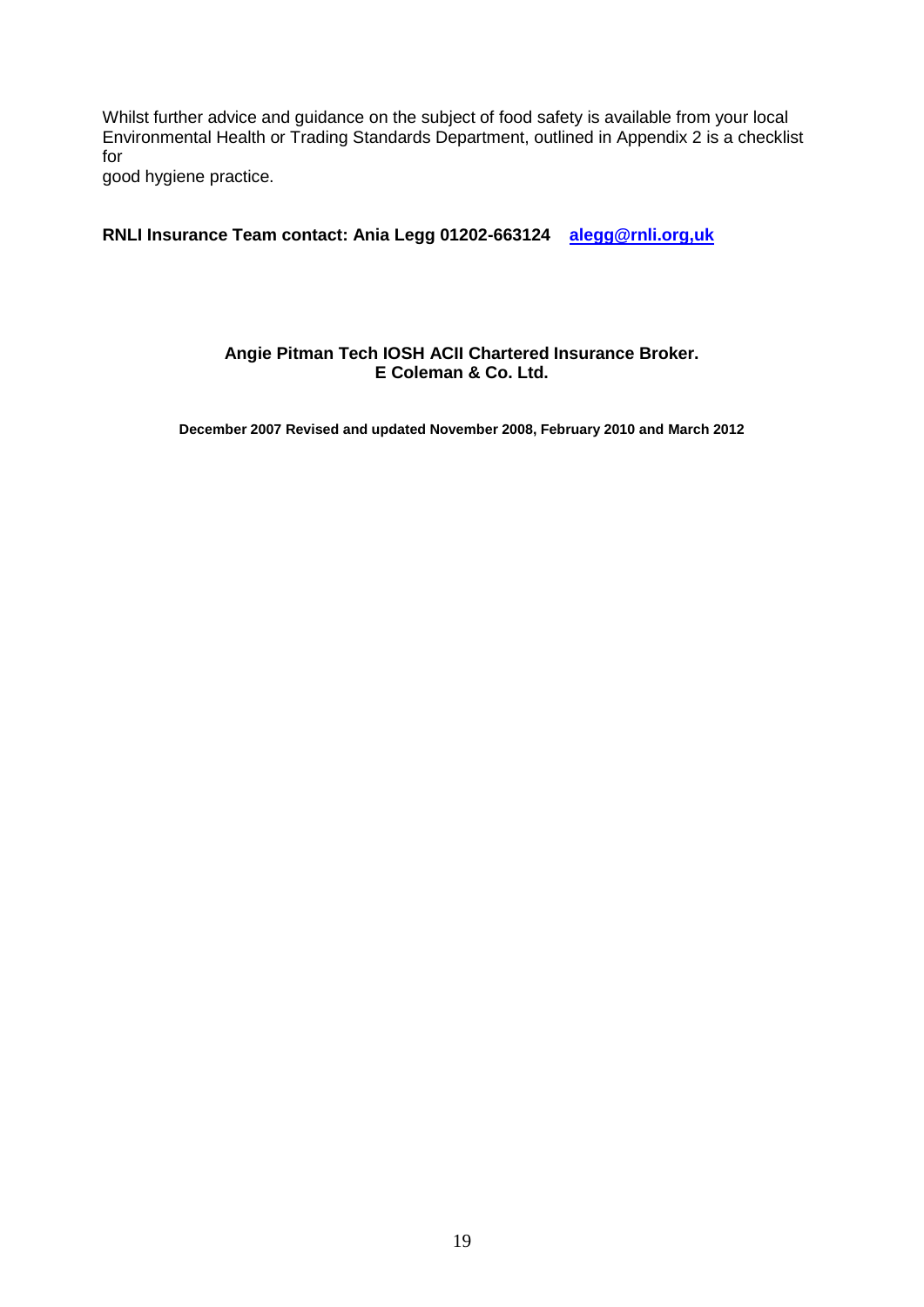Whilst further advice and guidance on the subject of food safety is available from your local Environmental Health or Trading Standards Department, outlined in Appendix 2 is a checklist for good hygiene practice.

**RNLI Insurance Team contact: Ania Legg 01202-663124 alegg@rnli.org,uk**

**Angie Pitman Tech IOSH ACII Chartered Insurance Broker.**
**E Coleman & Co. Ltd.**

**December 2007 Revised and updated November 2008, February 2010 and March 2012**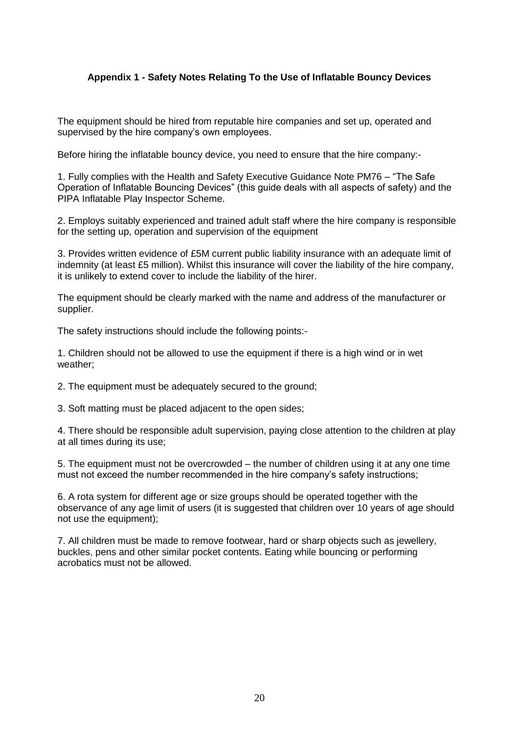### Appendix 1 - Safety Notes Relating To the Use of Inflatable Bouncy Devices

The equipment should be hired from reputable hire companies and set up, operated and supervised by the hire company's own employees.

Before hiring the inflatable bouncy device, you need to ensure that the hire company:-

1. Fully complies with the Health and Safety Executive Guidance Note PM76 – "The Safe Operation of Inflatable Bouncing Devices" (this guide deals with all aspects of safety) and the PIPA Inflatable Play Inspector Scheme.

2. Employs suitably experienced and trained adult staff where the hire company is responsible for the setting up, operation and supervision of the equipment

3. Provides written evidence of £5M current public liability insurance with an adequate limit of indemnity (at least £5 million). Whilst this insurance will cover the liability of the hire company, it is unlikely to extend cover to include the liability of the hirer.

The equipment should be clearly marked with the name and address of the manufacturer or supplier.

The safety instructions should include the following points:-

1. Children should not be allowed to use the equipment if there is a high wind or in wet weather;

2. The equipment must be adequately secured to the ground;

3. Soft matting must be placed adjacent to the open sides;

4. There should be responsible adult supervision, paying close attention to the children at play at all times during its use;

5. The equipment must not be overcrowded – the number of children using it at any one time must not exceed the number recommended in the hire company's safety instructions;

6. A rota system for different age or size groups should be operated together with the observance of any age limit of users (it is suggested that children over 10 years of age should not use the equipment);

7. All children must be made to remove footwear, hard or sharp objects such as jewellery, buckles, pens and other similar pocket contents. Eating while bouncing or performing acrobatics must not be allowed.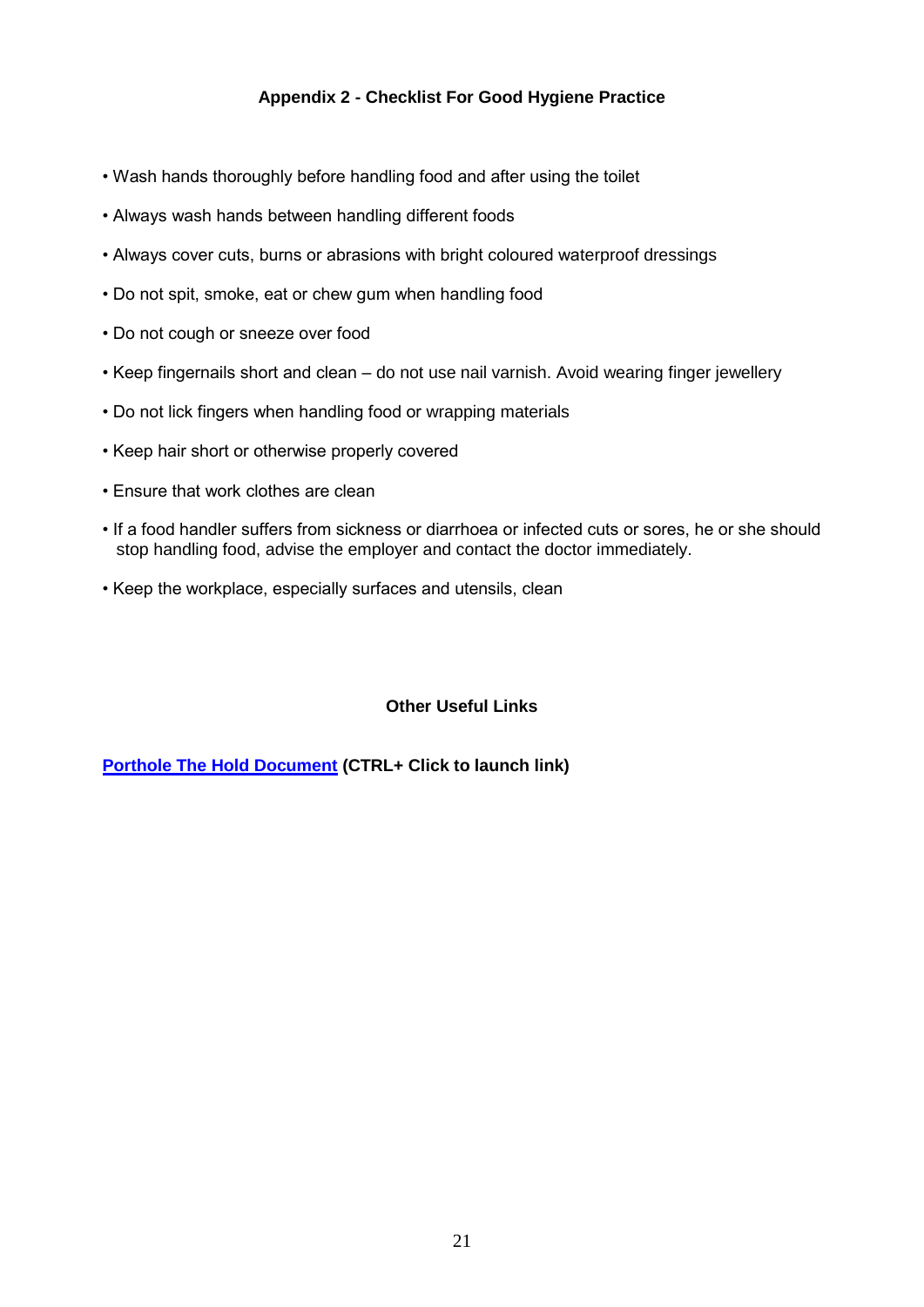## Appendix 2 - Checklist For Good Hygiene Practice

- Wash hands thoroughly before handling food and after using the toilet
- Always wash hands between handling different foods
- Always cover cuts, burns or abrasions with bright coloured waterproof dressings
- Do not spit, smoke, eat or chew gum when handling food
- Do not cough or sneeze over food
- Keep fingernails short and clean – do not use nail varnish. Avoid wearing finger jewellery
- Do not lick fingers when handling food or wrapping materials
- Keep hair short or otherwise properly covered
- Ensure that work clothes are clean
- If a food handler suffers from sickness or diarrhoea or infected cuts or sores, he or she should stop handling food, advise the employer and contact the doctor immediately.
- Keep the workplace, especially surfaces and utensils, clean

## Other Useful Links

**Porthole The Hold Document (CTRL+ Click to launch link)**